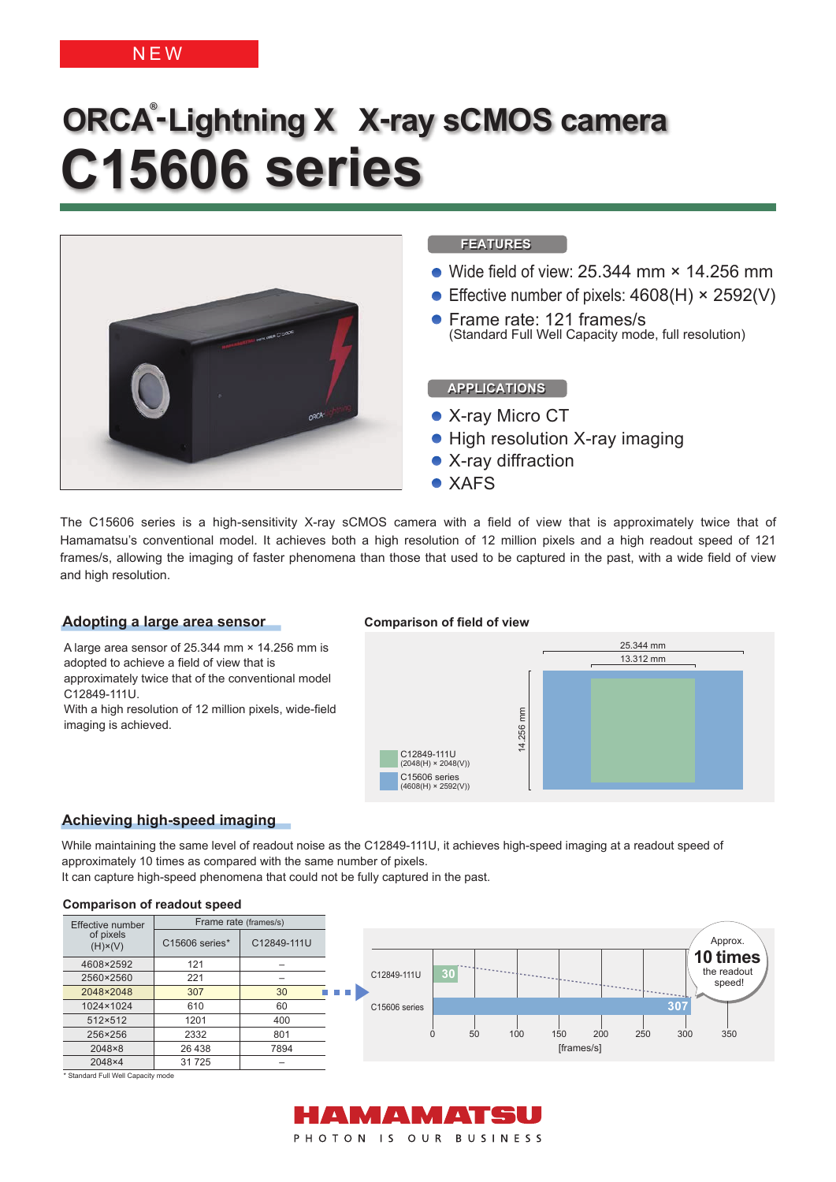NEW

# ORCA®-Lightning X X-ray sCMOS camera

# C15606 series

## FEATURES

- Wide field of view: 25.344 mm × 14.256 mm
- Effective number of pixels: 4608(H) × 2592(V)
- Frame rate: 121 frames/s
  (Standard Full Well Capacity mode, full resolution)

## APPLICATIONS

- X-ray Micro CT
- High resolution X-ray imaging
- X-ray diffraction
- XAFS

The C15606 series is a high-sensitivity X-ray sCMOS camera with a field of view that is approximately twice that of Hamamatsu's conventional model. It achieves both a high resolution of 12 million pixels and a high readout speed of 121 frames/s, allowing the imaging of faster phenomena than those that used to be captured in the past, with a wide field of view and high resolution.

## Adopting a large area sensor

A large area sensor of 25.344 mm × 14.256 mm is adopted to achieve a field of view that is approximately twice that of the conventional model C12849-111U.
With a high resolution of 12 million pixels, wide-field imaging is achieved.

**Comparison of field of view**

- C12849-111U (2048(H) × 2048(V)): 13.312 mm
- C15606 series (4608(H) × 2592(V)): 25.344 mm × 14.256 mm

## Achieving high-speed imaging

While maintaining the same level of readout noise as the C12849-111U, it achieves high-speed imaging at a readout speed of approximately 10 times as compared with the same number of pixels.
It can capture high-speed phenomena that could not be fully captured in the past.

**Comparison of readout speed**

| Effective number of pixels (H)×(V) | Frame rate (frames/s) | |
|---|---|---|
| | C15606 series* | C12849-111U |
| 4608×2592 | 121 | – |
| 2560×2560 | 221 | – |
| 2048×2048 | 307 | 30 |
| 1024×1024 | 610 | 60 |
| 512×512 | 1201 | 400 |
| 256×256 | 2332 | 801 |
| 2048×8 | 26 438 | 7894 |
| 2048×4 | 31 725 | – |

* Standard Full Well Capacity mode

Chart (2048×2048): C12849-111U: 30; C15606 series: 307 [frames/s]. Approx. 10 times the readout speed!

HAMAMATSU
PHOTON IS OUR BUSINESS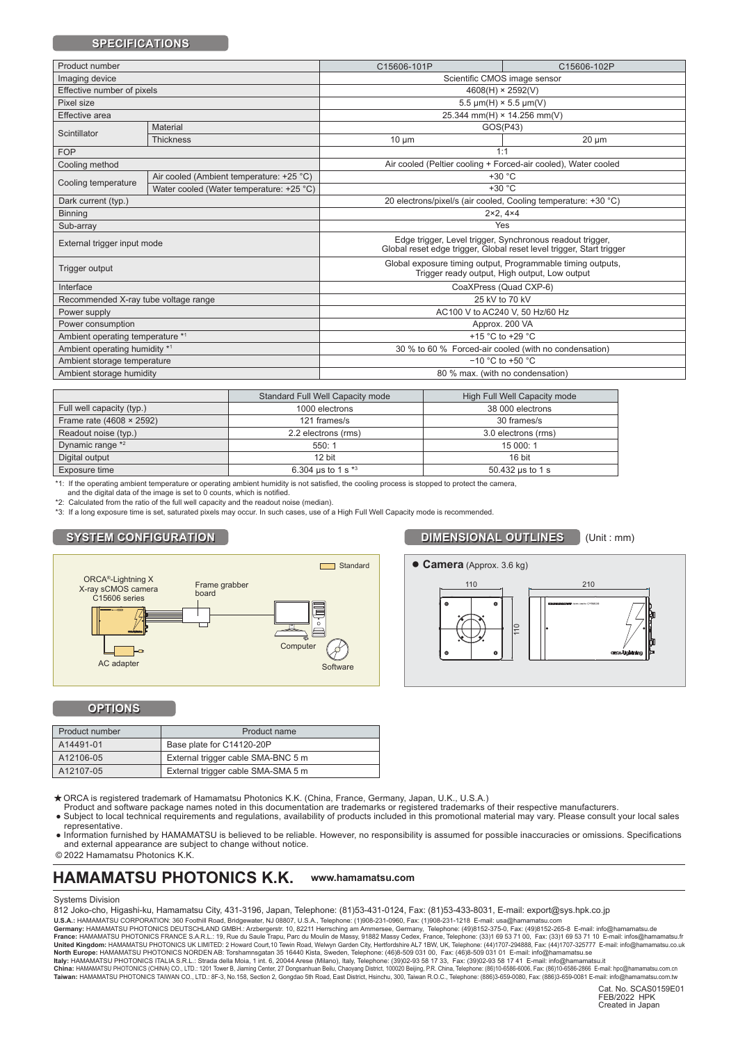## SPECIFICATIONS

| Product number | | C15606-101P | C15606-102P |
|---|---|---|---|
| Imaging device | | Scientific CMOS image sensor | |
| Effective number of pixels | | 4608(H) × 2592(V) | |
| Pixel size | | 5.5 μm(H) × 5.5 μm(V) | |
| Effective area | | 25.344 mm(H) × 14.256 mm(V) | |
| Scintillator | Material | GOS(P43) | |
| | Thickness | 10 μm | 20 μm |
| FOP | | 1:1 | |
| Cooling method | | Air cooled (Peltier cooling + Forced-air cooled), Water cooled | |
| Cooling temperature | Air cooled (Ambient temperature: +25 °C) | +30 °C | |
| | Water cooled (Water temperature: +25 °C) | +30 °C | |
| Dark current (typ.) | | 20 electrons/pixel/s (air cooled, Cooling temperature: +30 °C) | |
| Binning | | 2×2, 4×4 | |
| Sub-array | | Yes | |
| External trigger input mode | | Edge trigger, Level trigger, Synchronous readout trigger, Global reset edge trigger, Global reset level trigger, Start trigger | |
| Trigger output | | Global exposure timing output, Programmable timing outputs, Trigger ready output, High output, Low output | |
| Interface | | CoaXPress (Quad CXP-6) | |
| Recommended X-ray tube voltage range | | 25 kV to 70 kV | |
| Power supply | | AC100 V to AC240 V, 50 Hz/60 Hz | |
| Power consumption | | Approx. 200 VA | |
| Ambient operating temperature *1 | | +15 °C to +29 °C | |
| Ambient operating humidity *1 | | 30 % to 60 % Forced-air cooled (with no condensation) | |
| Ambient storage temperature | | −10 °C to +50 °C | |
| Ambient storage humidity | | 80 % max. (with no condensation) | |

| | Standard Full Well Capacity mode | High Full Well Capacity mode |
|---|---|---|
| Full well capacity (typ.) | 1000 electrons | 38 000 electrons |
| Frame rate (4608 × 2592) | 121 frames/s | 30 frames/s |
| Readout noise (typ.) | 2.2 electrons (rms) | 3.0 electrons (rms) |
| Dynamic range *2 | 550: 1 | 15 000: 1 |
| Digital output | 12 bit | 16 bit |
| Exposure time | 6.304 μs to 1 s *3 | 50.432 μs to 1 s |

*1: If the operating ambient temperature or operating ambient humidity is not satisfied, the cooling process is stopped to protect the camera, and the digital data of the image is set to 0 counts, which is notified.
*2: Calculated from the ratio of the full well capacity and the readout noise (median).
*3: If a long exposure time is set, saturated pixels may occur. In such cases, use of a High Full Well Capacity mode is recommended.

## SYSTEM CONFIGURATION

Standard

ORCA®-Lightning X
X-ray sCMOS camera
C15606 series

Frame grabber board

Computer

AC adapter

Software

## DIMENSIONAL OUTLINES (Unit : mm)

● **Camera** (Approx. 3.6 kg)

110
210
110

## OPTIONS

| Product number | Product name |
|---|---|
| A14491-01 | Base plate for C14120-20P |
| A12106-05 | External trigger cable SMA-BNC 5 m |
| A12107-05 | External trigger cable SMA-SMA 5 m |

★ORCA is registered trademark of Hamamatsu Photonics K.K. (China, France, Germany, Japan, U.K., U.S.A.)
Product and software package names noted in this documentation are trademarks or registered trademarks of their respective manufacturers.
● Subject to local technical requirements and regulations, availability of products included in this promotional material may vary. Please consult your local sales representative.
● Information furnished by HAMAMATSU is believed to be reliable. However, no responsibility is assumed for possible inaccuracies or omissions. Specifications and external appearance are subject to change without notice.
© 2022 Hamamatsu Photonics K.K.

# HAMAMATSU PHOTONICS K.K. www.hamamatsu.com

Systems Division
812 Joko-cho, Higashi-ku, Hamamatsu City, 431-3196, Japan, Telephone: (81)53-431-0124, Fax: (81)53-433-8031, E-mail: export@sys.hpk.co.jp
**U.S.A.:** HAMAMATSU CORPORATION: 360 Foothill Road, Bridgewater, NJ 08807, U.S.A., Telephone: (1)908-231-0960, Fax: (1)908-231-1218 E-mail: usa@hamamatsu.com
**Germany:** HAMAMATSU PHOTONICS DEUTSCHLAND GMBH.: Arzbergerstr. 10, 82211 Herrsching am Ammersee, Germany, Telephone: (49)8152-375-0, Fax: (49)8152-265-8 E-mail: info@hamamatsu.de
**France:** HAMAMATSU PHOTONICS FRANCE S.A.R.L.: 19, Rue du Saule Trapu, Parc du Moulin de Massy, 91882 Massy Cedex, France, Telephone: (33)1 69 53 71 00, Fax: (33)1 69 53 71 10 E-mail: infos@hamamatsu.fr
**United Kingdom:** HAMAMATSU PHOTONICS UK LIMITED: 2 Howard Court,10 Tewin Road, Welwyn Garden City, Hertfordshire AL7 1BW, UK, Telephone: (44)1707-294888, Fax: (44)1707-325777 E-mail: info@hamamatsu.co.uk
**North Europe:** HAMAMATSU PHOTONICS NORDEN AB: Torshamnsgatan 35 16440 Kista, Sweden, Telephone: (46)8-509 031 00, Fax: (46)8-509 031 01 E-mail: info@hamamatsu.se
**Italy:** HAMAMATSU PHOTONICS ITALIA S.R.L.: Strada della Moia, 1 int. 6, 20044 Arese (Milano), Italy, Telephone: (39)02-93 58 17 33, Fax: (39)02-93 58 17 41 E-mail: info@hamamatsu.it
**China:** HAMAMATSU PHOTONICS (CHINA) CO., LTD.: 1201 Tower B, Jiaming Center, 27 Dongsanhuan Beilu, Chaoyang District, 100020 Beijing, P.R. China, Telephone: (86)10-6586-6006, Fax: (86)10-6586-2866 E-mail: hpc@hamamatsu.com.cn
**Taiwan:** HAMAMATSU PHOTONICS TAIWAN CO., LTD.: 8F-3, No.158, Section 2, Gongdao 5th Road, East District, Hsinchu, 300, Taiwan R.O.C., Telephone: (886)3-659-0080, Fax: (886)3-659-0081 E-mail: info@hamamatsu.com.tw

Cat. No. SCAS0159E01
FEB/2022 HPK
Created in Japan